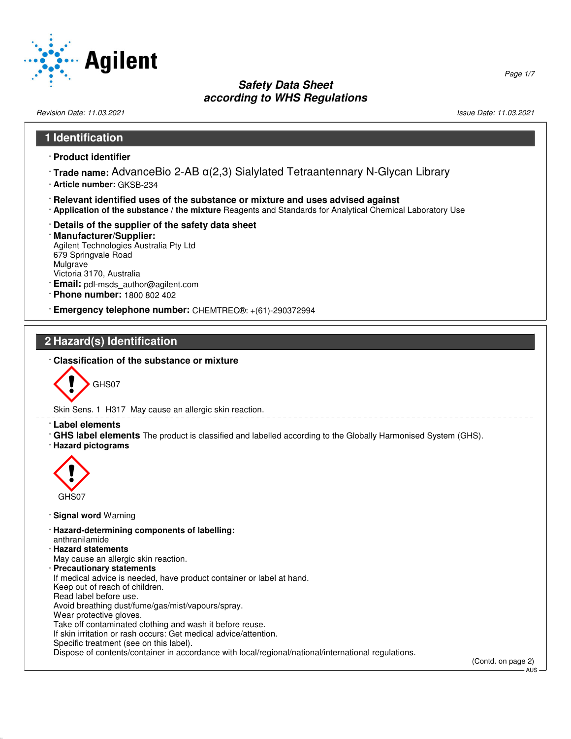# Safety Data Sheet
## according to WHS Regulations

Revision Date: 11.03.2021 | Issue Date: 11.03.2021

## 1 Identification

· **Product identifier**

· **Trade name:** AdvanceBio 2-AB α(2,3) Sialylated Tetraantennary N-Glycan Library

· **Article number:** GKSB-234

· **Relevant identified uses of the substance or mixture and uses advised against**

· **Application of the substance / the mixture** Reagents and Standards for Analytical Chemical Laboratory Use

· **Details of the supplier of the safety data sheet**

· **Manufacturer/Supplier:**
Agilent Technologies Australia Pty Ltd
679 Springvale Road
Mulgrave
Victoria 3170, Australia

· **Email:** pdl-msds_author@agilent.com

· **Phone number:** 1800 802 402

· **Emergency telephone number:** CHEMTREC®: +(61)-290372994

## 2 Hazard(s) Identification

· **Classification of the substance or mixture**

GHS07

Skin Sens. 1 H317 May cause an allergic skin reaction.

· **Label elements**

· **GHS label elements** The product is classified and labelled according to the Globally Harmonised System (GHS).

· **Hazard pictograms**

GHS07

· **Signal word** Warning

· **Hazard-determining components of labelling:**
anthranilamide

· **Hazard statements**
May cause an allergic skin reaction.

· **Precautionary statements**
If medical advice is needed, have product container or label at hand.
Keep out of reach of children.
Read label before use.
Avoid breathing dust/fume/gas/mist/vapours/spray.
Wear protective gloves.
Take off contaminated clothing and wash it before reuse.
If skin irritation or rash occurs: Get medical advice/attention.
Specific treatment (see on this label).
Dispose of contents/container in accordance with local/regional/national/international regulations.

(Contd. on page 2)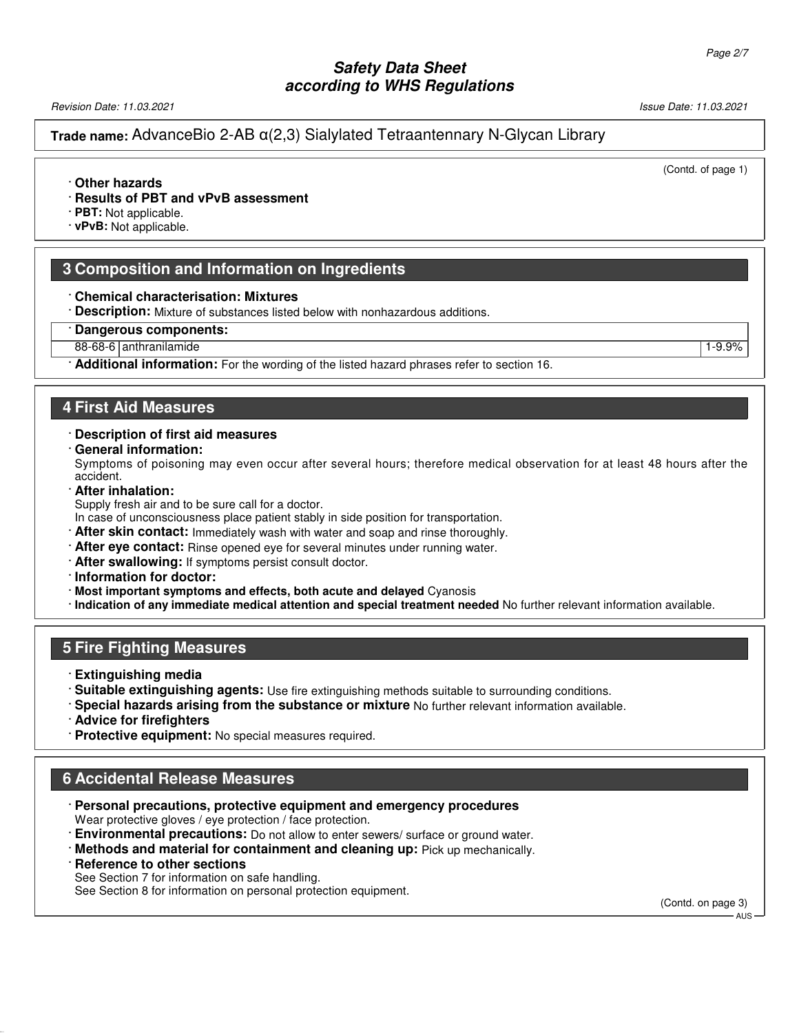## Trade name: AdvanceBio 2-AB α(2,3) Sialylated Tetraantennary N-Glycan Library

(Contd. of page 1)

· **Other hazards**
· **Results of PBT and vPvB assessment**
· **PBT:** Not applicable.
· **vPvB:** Not applicable.

## 3 Composition and Information on Ingredients

· **Chemical characterisation: Mixtures**
· **Description:** Mixture of substances listed below with nonhazardous additions.

| · Dangerous components: | | |
|---|---|---|
| 88-68-6 | anthranilamide | 1-9.9% |

· **Additional information:** For the wording of the listed hazard phrases refer to section 16.

## 4 First Aid Measures

· **Description of first aid measures**
· **General information:**
Symptoms of poisoning may even occur after several hours; therefore medical observation for at least 48 hours after the accident.
· **After inhalation:**
Supply fresh air and to be sure call for a doctor.
In case of unconsciousness place patient stably in side position for transportation.
· **After skin contact:** Immediately wash with water and soap and rinse thoroughly.
· **After eye contact:** Rinse opened eye for several minutes under running water.
· **After swallowing:** If symptoms persist consult doctor.
· **Information for doctor:**
· **Most important symptoms and effects, both acute and delayed** Cyanosis
· **Indication of any immediate medical attention and special treatment needed** No further relevant information available.

## 5 Fire Fighting Measures

· **Extinguishing media**
· **Suitable extinguishing agents:** Use fire extinguishing methods suitable to surrounding conditions.
· **Special hazards arising from the substance or mixture** No further relevant information available.
· **Advice for firefighters**
· **Protective equipment:** No special measures required.

## 6 Accidental Release Measures

· **Personal precautions, protective equipment and emergency procedures**
Wear protective gloves / eye protection / face protection.
· **Environmental precautions:** Do not allow to enter sewers/ surface or ground water.
· **Methods and material for containment and cleaning up:** Pick up mechanically.
· **Reference to other sections**
See Section 7 for information on safe handling.
See Section 8 for information on personal protection equipment.

(Contd. on page 3)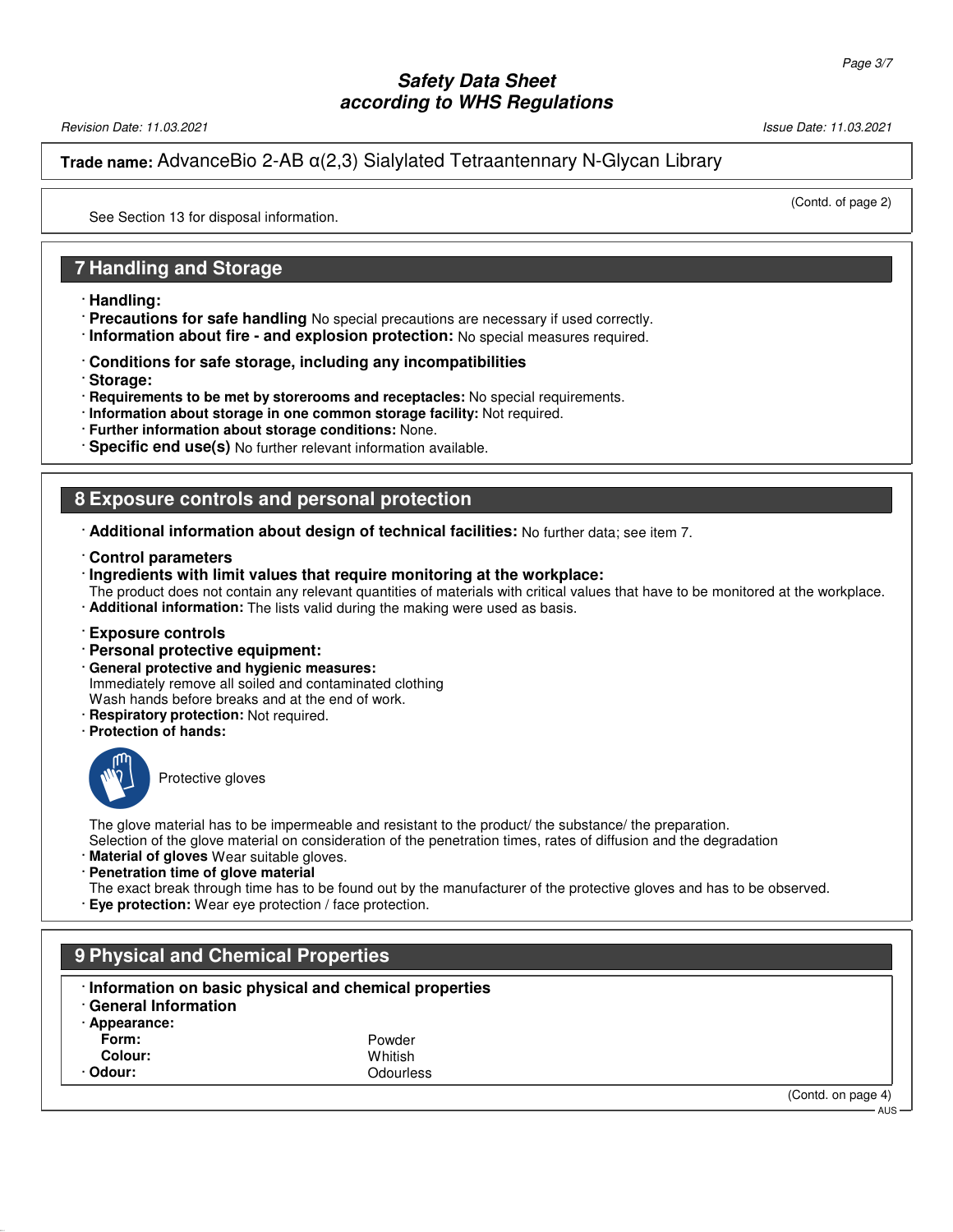**Trade name:** AdvanceBio 2-AB α(2,3) Sialylated Tetraantennary N-Glycan Library

(Contd. of page 2)

See Section 13 for disposal information.

## 7 Handling and Storage

· **Handling:**
· **Precautions for safe handling** No special precautions are necessary if used correctly.
· **Information about fire - and explosion protection:** No special measures required.

· **Conditions for safe storage, including any incompatibilities**
· **Storage:**
· **Requirements to be met by storerooms and receptacles:** No special requirements.
· **Information about storage in one common storage facility:** Not required.
· **Further information about storage conditions:** None.
· **Specific end use(s)** No further relevant information available.

## 8 Exposure controls and personal protection

· **Additional information about design of technical facilities:** No further data; see item 7.

· **Control parameters**
· **Ingredients with limit values that require monitoring at the workplace:**
The product does not contain any relevant quantities of materials with critical values that have to be monitored at the workplace.
· **Additional information:** The lists valid during the making were used as basis.

· **Exposure controls**
· **Personal protective equipment:**
· **General protective and hygienic measures:**
Immediately remove all soiled and contaminated clothing
Wash hands before breaks and at the end of work.
· **Respiratory protection:** Not required.
· **Protection of hands:**

Protective gloves

The glove material has to be impermeable and resistant to the product/ the substance/ the preparation.
Selection of the glove material on consideration of the penetration times, rates of diffusion and the degradation
· **Material of gloves** Wear suitable gloves.
· **Penetration time of glove material**
The exact break through time has to be found out by the manufacturer of the protective gloves and has to be observed.
· **Eye protection:** Wear eye protection / face protection.

## 9 Physical and Chemical Properties

· **Information on basic physical and chemical properties**
· **General Information**
· **Appearance:**

| | |
|---|---|
| **Form:** | Powder |
| **Colour:** | Whitish |
| · **Odour:** | Odourless |

(Contd. on page 4)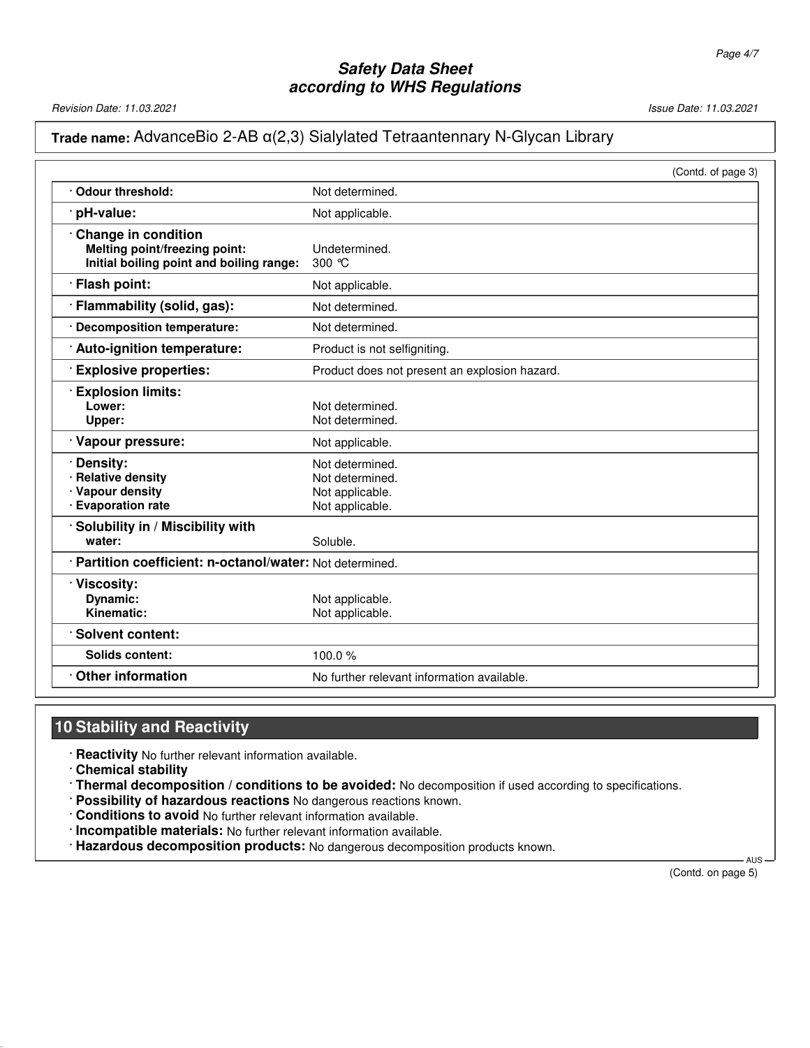**Trade name:** AdvanceBio 2-AB α(2,3) Sialylated Tetraantennary N-Glycan Library

(Contd. of page 3)

| | |
|---|---|
| · **Odour threshold:** | Not determined. |
| · **pH-value:** | Not applicable. |
| · **Change in condition**<br>**Melting point/freezing point:**<br>**Initial boiling point and boiling range:** | <br>Undetermined.<br>300 °C |
| · **Flash point:** | Not applicable. |
| · **Flammability (solid, gas):** | Not determined. |
| · **Decomposition temperature:** | Not determined. |
| · **Auto-ignition temperature:** | Product is not selfigniting. |
| · **Explosive properties:** | Product does not present an explosion hazard. |
| · **Explosion limits:**<br>**Lower:**<br>**Upper:** | <br>Not determined.<br>Not determined. |
| · **Vapour pressure:** | Not applicable. |
| · **Density:**<br>· **Relative density**<br>· **Vapour density**<br>· **Evaporation rate** | Not determined.<br>Not determined.<br>Not applicable.<br>Not applicable. |
| · **Solubility in / Miscibility with**<br>**water:** | <br>Soluble. |
| · **Partition coefficient: n-octanol/water:** | Not determined. |
| · **Viscosity:**<br>**Dynamic:**<br>**Kinematic:** | <br>Not applicable.<br>Not applicable. |
| · **Solvent content:** | |
| **Solids content:** | 100.0 % |
| · **Other information** | No further relevant information available. |

## 10 Stability and Reactivity

· **Reactivity** No further relevant information available.
· **Chemical stability**
· **Thermal decomposition / conditions to be avoided:** No decomposition if used according to specifications.
· **Possibility of hazardous reactions** No dangerous reactions known.
· **Conditions to avoid** No further relevant information available.
· **Incompatible materials:** No further relevant information available.
· **Hazardous decomposition products:** No dangerous decomposition products known.

(Contd. on page 5)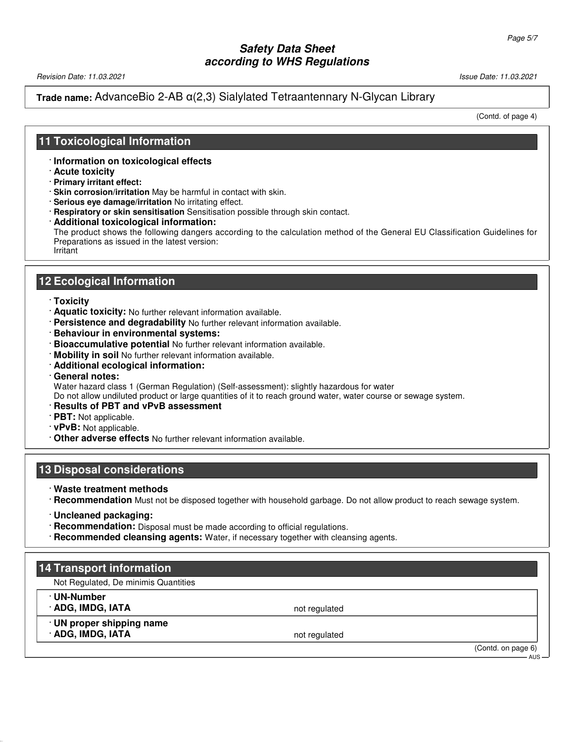**Trade name:** AdvanceBio 2-AB α(2,3) Sialylated Tetraantennary N-Glycan Library

(Contd. of page 4)

## 11 Toxicological Information

- **Information on toxicological effects**
- **Acute toxicity**
- **Primary irritant effect:**
- **Skin corrosion/irritation** May be harmful in contact with skin.
- **Serious eye damage/irritation** No irritating effect.
- **Respiratory or skin sensitisation** Sensitisation possible through skin contact.
- **Additional toxicological information:**
  The product shows the following dangers according to the calculation method of the General EU Classification Guidelines for Preparations as issued in the latest version:
  Irritant

## 12 Ecological Information

- **Toxicity**
- **Aquatic toxicity:** No further relevant information available.
- **Persistence and degradability** No further relevant information available.
- **Behaviour in environmental systems:**
- **Bioaccumulative potential** No further relevant information available.
- **Mobility in soil** No further relevant information available.
- **Additional ecological information:**
- **General notes:**
  Water hazard class 1 (German Regulation) (Self-assessment): slightly hazardous for water
  Do not allow undiluted product or large quantities of it to reach ground water, water course or sewage system.
- **Results of PBT and vPvB assessment**
- **PBT:** Not applicable.
- **vPvB:** Not applicable.
- **Other adverse effects** No further relevant information available.

## 13 Disposal considerations

- **Waste treatment methods**
- **Recommendation** Must not be disposed together with household garbage. Do not allow product to reach sewage system.
- **Uncleaned packaging:**
- **Recommendation:** Disposal must be made according to official regulations.
- **Recommended cleansing agents:** Water, if necessary together with cleansing agents.

## 14 Transport information

Not Regulated, De minimis Quantities

| | |
|---|---|
| **· UN-Number** | |
| **· ADG, IMDG, IATA** | not regulated |
| **· UN proper shipping name** | |
| **· ADG, IMDG, IATA** | not regulated |

(Contd. on page 6)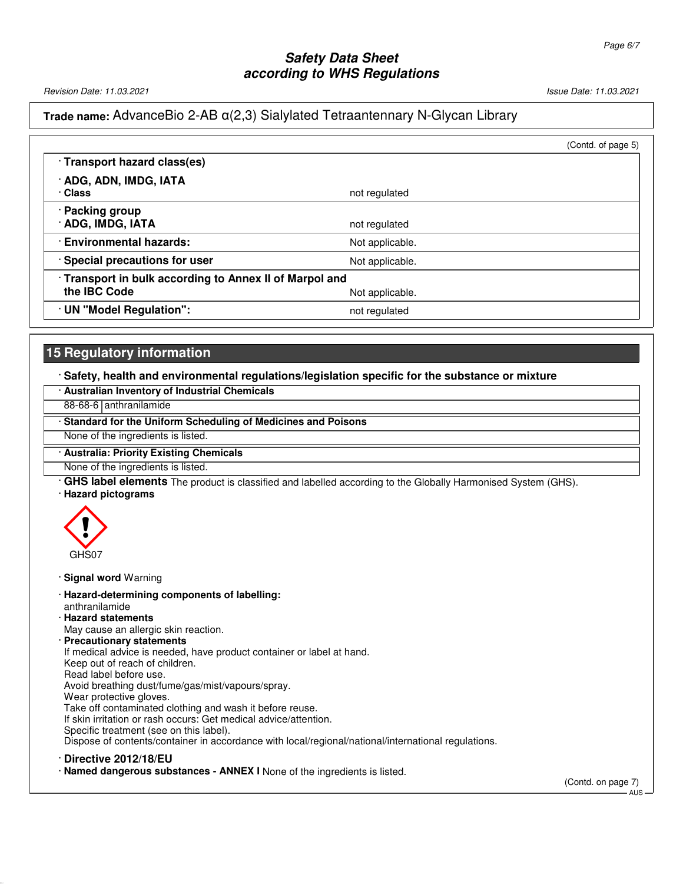**Trade name:** AdvanceBio 2-AB α(2,3) Sialylated Tetraantennary N-Glycan Library

(Contd. of page 5)

| · **Transport hazard class(es)** | |
|---|---|
| · **ADG, ADN, IMDG, IATA** | |
| · **Class** | not regulated |
| · **Packing group** | |
| · **ADG, IMDG, IATA** | not regulated |
| · **Environmental hazards:** | Not applicable. |
| · **Special precautions for user** | Not applicable. |
| · **Transport in bulk according to Annex II of Marpol and the IBC Code** | Not applicable. |
| · **UN "Model Regulation":** | not regulated |

## 15 Regulatory information

· **Safety, health and environmental regulations/legislation specific for the substance or mixture**

· **Australian Inventory of Industrial Chemicals**

| 88-68-6 | anthranilamide |
|---|---|

· **Standard for the Uniform Scheduling of Medicines and Poisons**

None of the ingredients is listed.

· **Australia: Priority Existing Chemicals**

None of the ingredients is listed.

· **GHS label elements** The product is classified and labelled according to the Globally Harmonised System (GHS).

· **Hazard pictograms**

GHS07

· **Signal word** Warning

· **Hazard-determining components of labelling:**
anthranilamide

· **Hazard statements**
May cause an allergic skin reaction.

· **Precautionary statements**
If medical advice is needed, have product container or label at hand.
Keep out of reach of children.
Read label before use.
Avoid breathing dust/fume/gas/mist/vapours/spray.
Wear protective gloves.
Take off contaminated clothing and wash it before reuse.
If skin irritation or rash occurs: Get medical advice/attention.
Specific treatment (see on this label).
Dispose of contents/container in accordance with local/regional/national/international regulations.

· **Directive 2012/18/EU**

· **Named dangerous substances - ANNEX I** None of the ingredients is listed.

(Contd. on page 7)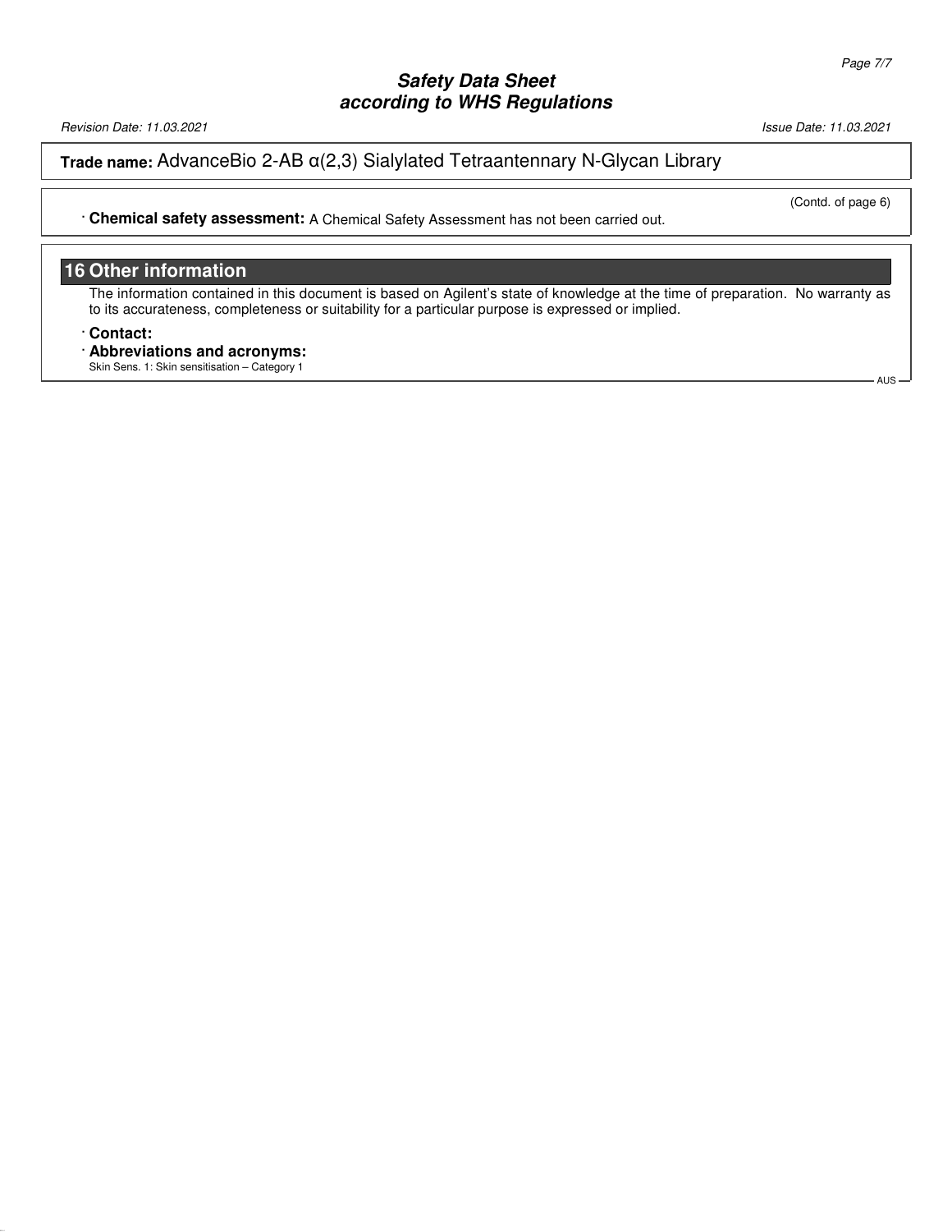(Contd. of page 6)

· **Chemical safety assessment:** A Chemical Safety Assessment has not been carried out.

## 16 Other information

The information contained in this document is based on Agilent's state of knowledge at the time of preparation. No warranty as to its accurateness, completeness or suitability for a particular purpose is expressed or implied.

· **Contact:**

· **Abbreviations and acronyms:**

Skin Sens. 1: Skin sensitisation – Category 1